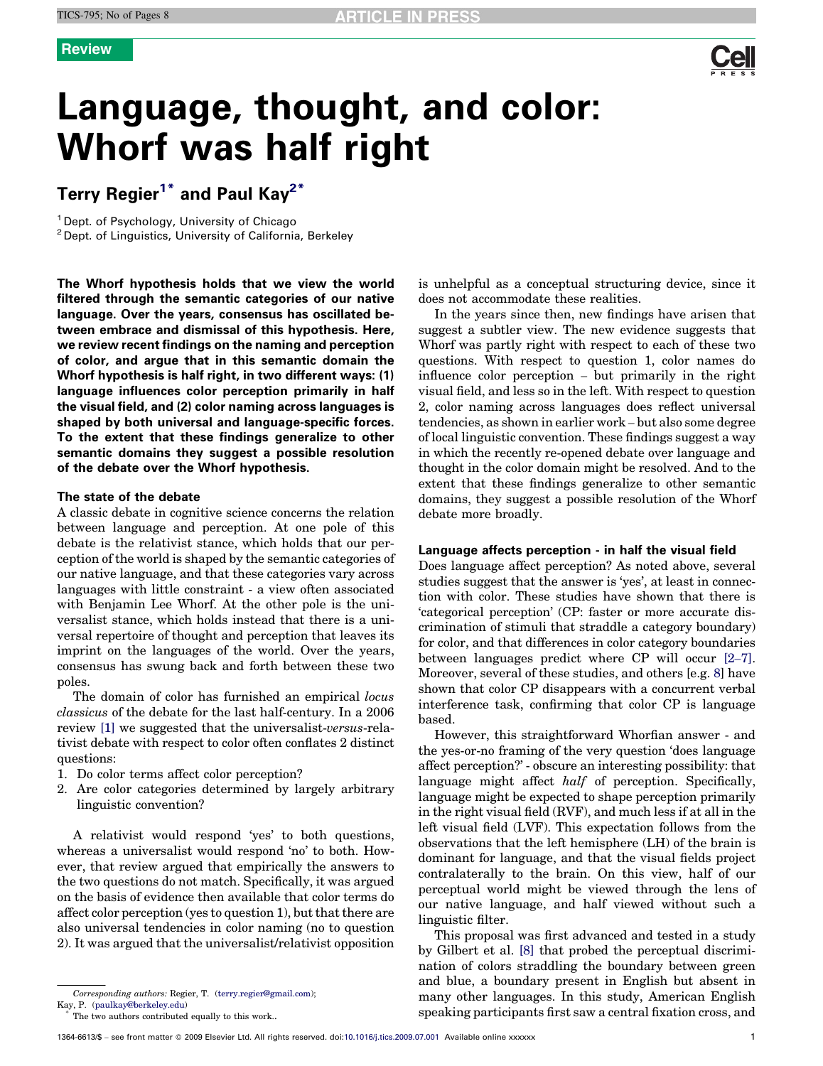Review

# Language, thought, and color: Whorf was half right

**Terry Regier[1]* and Paul Kay[2]***

[1] Dept. of Psychology, University of Chicago
[2] Dept. of Linguistics, University of California, Berkeley

**The Whorf hypothesis holds that we view the world filtered through the semantic categories of our native language. Over the years, consensus has oscillated between embrace and dismissal of this hypothesis. Here, we review recent findings on the naming and perception of color, and argue that in this semantic domain the Whorf hypothesis is half right, in two different ways: (1) language influences color perception primarily in half the visual field, and (2) color naming across languages is shaped by both universal and language-specific forces. To the extent that these findings generalize to other semantic domains they suggest a possible resolution of the debate over the Whorf hypothesis.**

## The state of the debate

A classic debate in cognitive science concerns the relation between language and perception. At one pole of this debate is the relativist stance, which holds that our perception of the world is shaped by the semantic categories of our native language, and that these categories vary across languages with little constraint - a view often associated with Benjamin Lee Whorf. At the other pole is the universalist stance, which holds instead that there is a universal repertoire of thought and perception that leaves its imprint on the languages of the world. Over the years, consensus has swung back and forth between these two poles.

The domain of color has furnished an empirical *locus classicus* of the debate for the last half-century. In a 2006 review [1] we suggested that the universalist-*versus*-relativist debate with respect to color often conflates 2 distinct questions:

1. Do color terms affect color perception?
2. Are color categories determined by largely arbitrary linguistic convention?

A relativist would respond 'yes' to both questions, whereas a universalist would respond 'no' to both. However, that review argued that empirically the answers to the two questions do not match. Specifically, it was argued on the basis of evidence then available that color terms do affect color perception (yes to question 1), but that there are also universal tendencies in color naming (no to question 2). It was argued that the universalist/relativist opposition is unhelpful as a conceptual structuring device, since it does not accommodate these realities.

In the years since then, new findings have arisen that suggest a subtler view. The new evidence suggests that Whorf was partly right with respect to each of these two questions. With respect to question 1, color names do influence color perception – but primarily in the right visual field, and less so in the left. With respect to question 2, color naming across languages does reflect universal tendencies, as shown in earlier work – but also some degree of local linguistic convention. These findings suggest a way in which the recently re-opened debate over language and thought in the color domain might be resolved. And to the extent that these findings generalize to other semantic domains, they suggest a possible resolution of the Whorf debate more broadly.

## Language affects perception - in half the visual field

Does language affect perception? As noted above, several studies suggest that the answer is 'yes', at least in connection with color. These studies have shown that there is 'categorical perception' (CP: faster or more accurate discrimination of stimuli that straddle a category boundary) for color, and that differences in color category boundaries between languages predict where CP will occur [2–7]. Moreover, several of these studies, and others [e.g. 8] have shown that color CP disappears with a concurrent verbal interference task, confirming that color CP is language based.

However, this straightforward Whorfian answer - and the yes-or-no framing of the very question 'does language affect perception?' - obscure an interesting possibility: that language might affect *half* of perception. Specifically, language might be expected to shape perception primarily in the right visual field (RVF), and much less if at all in the left visual field (LVF). This expectation follows from the observations that the left hemisphere (LH) of the brain is dominant for language, and that the visual fields project contralaterally to the brain. On this view, half of our perceptual world might be viewed through the lens of our native language, and half viewed without such a linguistic filter.

This proposal was first advanced and tested in a study by Gilbert et al. [8] that probed the perceptual discrimination of colors straddling the boundary between green and blue, a boundary present in English but absent in many other languages. In this study, American English speaking participants first saw a central fixation cross, and

Corresponding authors: Regier, T. (terry.regier@gmail.com); Kay, P. (paulkay@berkeley.edu)
* The two authors contributed equally to this work..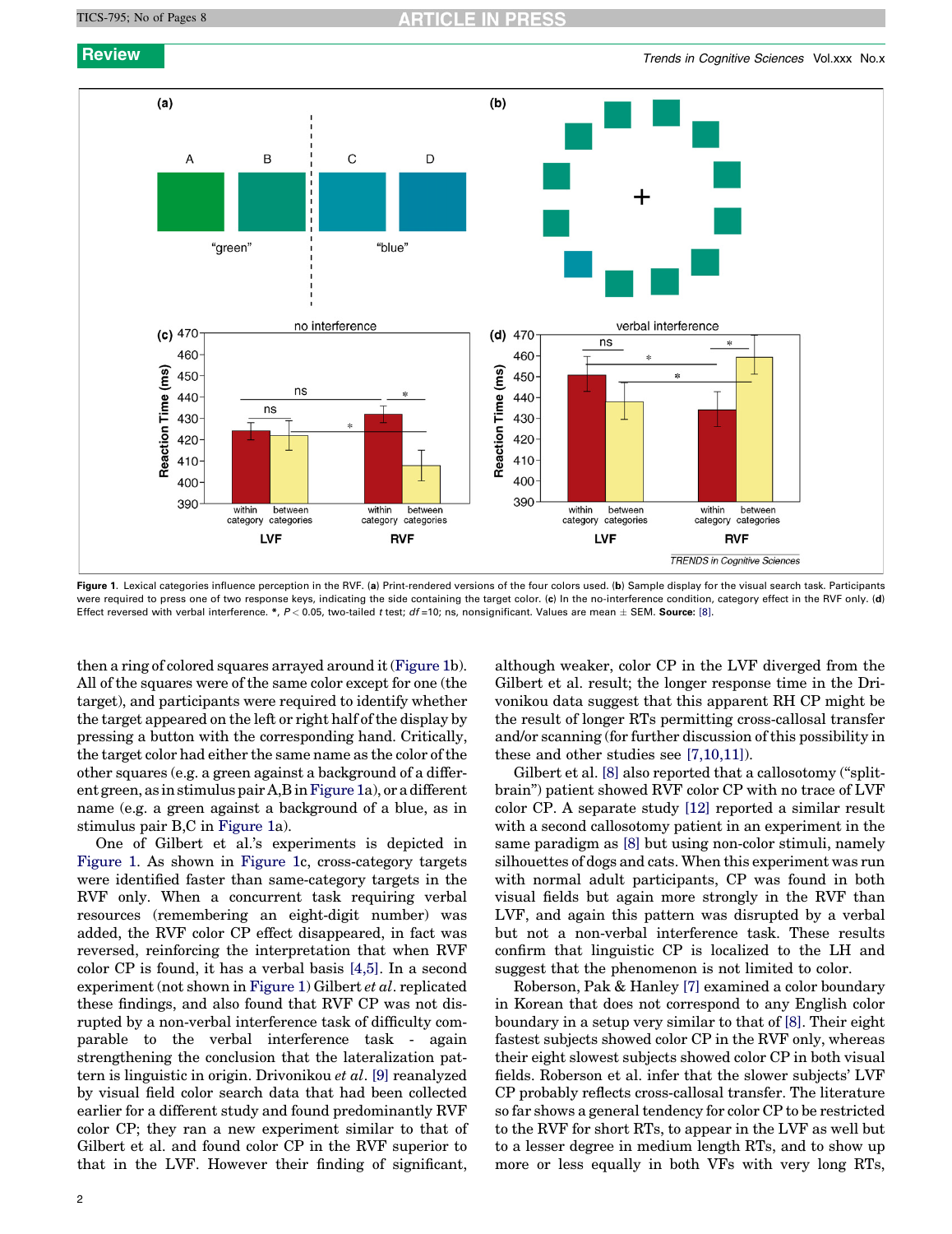Figure 1. Lexical categories influence perception in the RVF. (a) Print-rendered versions of the four colors used. (b) Sample display for the visual search task. Participants were required to press one of two response keys, indicating the side containing the target color. (c) In the no-interference condition, category effect in the RVF only. (d) Effect reversed with verbal interference. *, $P < 0.05$, two-tailed $t$ test; $df = 10$; ns, nonsignificant. Values are mean ± SEM. **Source:** [8].

then a ring of colored squares arrayed around it (Figure 1b). All of the squares were of the same color except for one (the target), and participants were required to identify whether the target appeared on the left or right half of the display by pressing a button with the corresponding hand. Critically, the target color had either the same name as the color of the other squares (e.g. a green against a background of a different green, as in stimulus pair A,B in Figure 1a), or a different name (e.g. a green against a background of a blue, as in stimulus pair B,C in Figure 1a).

One of Gilbert et al.'s experiments is depicted in Figure 1. As shown in Figure 1c, cross-category targets were identified faster than same-category targets in the RVF only. When a concurrent task requiring verbal resources (remembering an eight-digit number) was added, the RVF color CP effect disappeared, in fact was reversed, reinforcing the interpretation that when RVF color CP is found, it has a verbal basis [4,5]. In a second experiment (not shown in Figure 1) Gilbert *et al*. replicated these findings, and also found that RVF CP was not disrupted by a non-verbal interference task of difficulty comparable to the verbal interference task - again strengthening the conclusion that the lateralization pattern is linguistic in origin. Drivonikou *et al*. [9] reanalyzed by visual field color search data that had been collected earlier for a different study and found predominantly RVF color CP; they ran a new experiment similar to that of Gilbert et al. and found color CP in the RVF superior to that in the LVF. However their finding of significant, although weaker, color CP in the LVF diverged from the Gilbert et al. result; the longer response time in the Drivonikou data suggest that this apparent RH CP might be the result of longer RTs permitting cross-callosal transfer and/or scanning (for further discussion of this possibility in these and other studies see [7,10,11]).

Gilbert et al. [8] also reported that a callosotomy ("split-brain") patient showed RVF color CP with no trace of LVF color CP. A separate study [12] reported a similar result with a second callosotomy patient in an experiment in the same paradigm as [8] but using non-color stimuli, namely silhouettes of dogs and cats. When this experiment was run with normal adult participants, CP was found in both visual fields but again more strongly in the RVF than LVF, and again this pattern was disrupted by a verbal but not a non-verbal interference task. These results confirm that linguistic CP is localized to the LH and suggest that the phenomenon is not limited to color.

Roberson, Pak & Hanley [7] examined a color boundary in Korean that does not correspond to any English color boundary in a setup very similar to that of [8]. Their eight fastest subjects showed color CP in the RVF only, whereas their eight slowest subjects showed color CP in both visual fields. Roberson et al. infer that the slower subjects' LVF CP probably reflects cross-callosal transfer. The literature so far shows a general tendency for color CP to be restricted to the RVF for short RTs, to appear in the LVF as well but to a lesser degree in medium length RTs, and to show up more or less equally in both VFs with very long RTs,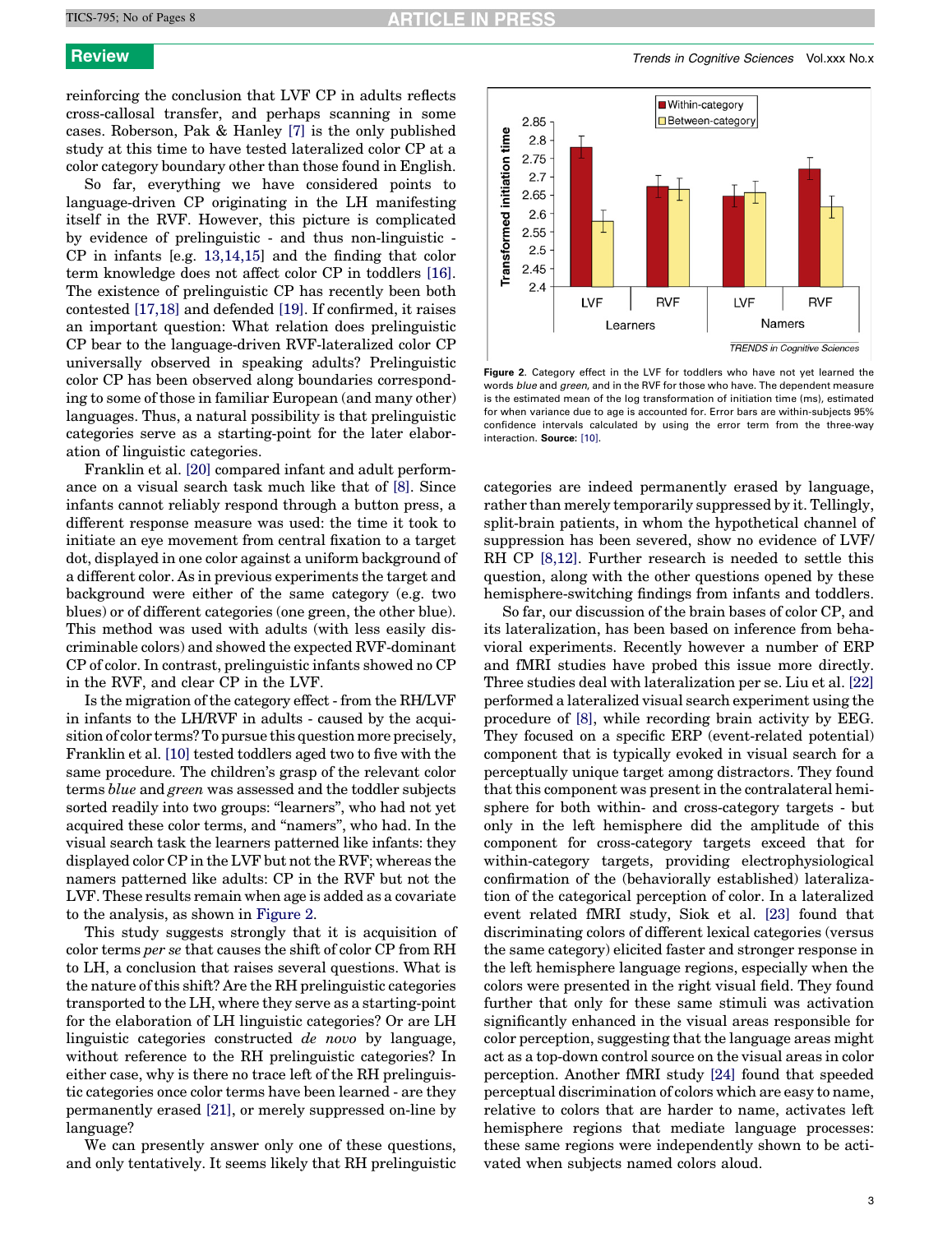reinforcing the conclusion that LVF CP in adults reflects cross-callosal transfer, and perhaps scanning in some cases. Roberson, Pak & Hanley [7] is the only published study at this time to have tested lateralized color CP at a color category boundary other than those found in English.

So far, everything we have considered points to language-driven CP originating in the LH manifesting itself in the RVF. However, this picture is complicated by evidence of prelinguistic - and thus non-linguistic - CP in infants [e.g. 13,14,15] and the finding that color term knowledge does not affect color CP in toddlers [16]. The existence of prelinguistic CP has recently been both contested [17,18] and defended [19]. If confirmed, it raises an important question: What relation does prelinguistic CP bear to the language-driven RVF-lateralized color CP universally observed in speaking adults? Prelinguistic color CP has been observed along boundaries corresponding to some of those in familiar European (and many other) languages. Thus, a natural possibility is that prelinguistic categories serve as a starting-point for the later elaboration of linguistic categories.

Franklin et al. [20] compared infant and adult performance on a visual search task much like that of [8]. Since infants cannot reliably respond through a button press, a different response measure was used: the time it took to initiate an eye movement from central fixation to a target dot, displayed in one color against a uniform background of a different color. As in previous experiments the target and background were either of the same category (e.g. two blues) or of different categories (one green, the other blue). This method was used with adults (with less easily discriminable colors) and showed the expected RVF-dominant CP of color. In contrast, prelinguistic infants showed no CP in the RVF, and clear CP in the LVF.

Is the migration of the category effect - from the RH/LVF in infants to the LH/RVF in adults - caused by the acquisition of color terms? To pursue this question more precisely, Franklin et al. [10] tested toddlers aged two to five with the same procedure. The children's grasp of the relevant color terms *blue* and *green* was assessed and the toddler subjects sorted readily into two groups: "learners", who had not yet acquired these color terms, and "namers", who had. In the visual search task the learners patterned like infants: they displayed color CP in the LVF but not the RVF; whereas the namers patterned like adults: CP in the RVF but not the LVF. These results remain when age is added as a covariate to the analysis, as shown in Figure 2.

This study suggests strongly that it is acquisition of color terms *per se* that causes the shift of color CP from RH to LH, a conclusion that raises several questions. What is the nature of this shift? Are the RH prelinguistic categories transported to the LH, where they serve as a starting-point for the elaboration of LH linguistic categories? Or are LH linguistic categories constructed *de novo* by language, without reference to the RH prelinguistic categories? In either case, why is there no trace left of the RH prelinguistic categories once color terms have been learned - are they permanently erased [21], or merely suppressed on-line by language?

We can presently answer only one of these questions, and only tentatively. It seems likely that RH prelinguistic categories are indeed permanently erased by language, rather than merely temporarily suppressed by it. Tellingly, split-brain patients, in whom the hypothetical channel of suppression has been severed, show no evidence of LVF/RH CP [8,12]. Further research is needed to settle this question, along with the other questions opened by these hemisphere-switching findings from infants and toddlers.

**Figure 2.** Category effect in the LVF for toddlers who have not yet learned the words *blue* and *green*, and in the RVF for those who have. The dependent measure is the estimated mean of the log transformation of initiation time (ms), estimated for when variance due to age is accounted for. Error bars are within-subjects 95% confidence intervals calculated by using the error term from the three-way interaction. **Source:** [10].

So far, our discussion of the brain bases of color CP, and its lateralization, has been based on inference from behavioral experiments. Recently however a number of ERP and fMRI studies have probed this issue more directly. Three studies deal with lateralization per se. Liu et al. [22] performed a lateralized visual search experiment using the procedure of [8], while recording brain activity by EEG. They focused on a specific ERP (event-related potential) component that is typically evoked in visual search for a perceptually unique target among distractors. They found that this component was present in the contralateral hemisphere for both within- and cross-category targets - but only in the left hemisphere did the amplitude of this component for cross-category targets exceed that for within-category targets, providing electrophysiological confirmation of the (behaviorally established) lateralization of the categorical perception of color. In a lateralized event related fMRI study, Siok et al. [23] found that discriminating colors of different lexical categories (versus the same category) elicited faster and stronger response in the left hemisphere language regions, especially when the colors were presented in the right visual field. They found further that only for these same stimuli was activation significantly enhanced in the visual areas responsible for color perception, suggesting that the language areas might act as a top-down control source on the visual areas in color perception. Another fMRI study [24] found that speeded perceptual discrimination of colors which are easy to name, relative to colors that are harder to name, activates left hemisphere regions that mediate language processes: these same regions were independently shown to be activated when subjects named colors aloud.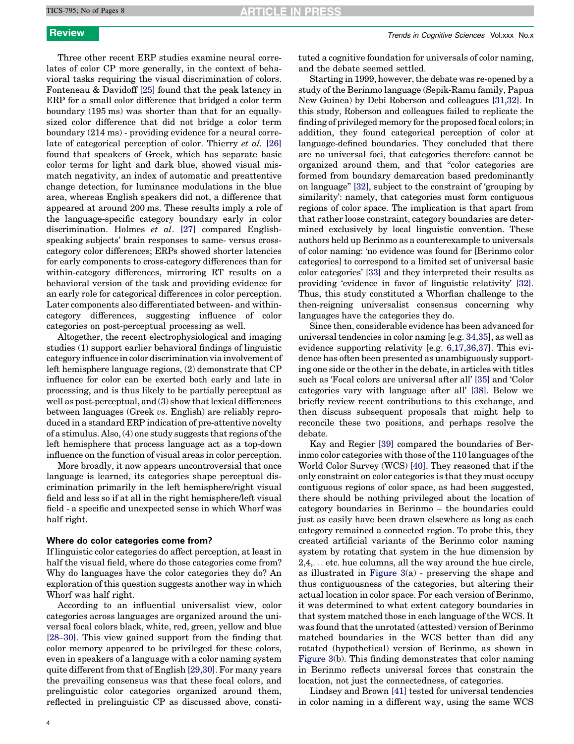Three other recent ERP studies examine neural correlates of color CP more generally, in the context of behavioral tasks requiring the visual discrimination of colors. Fonteneau & Davidoff [25] found that the peak latency in ERP for a small color difference that bridged a color term boundary (195 ms) was shorter than that for an equally-sized color difference that did not bridge a color term boundary (214 ms) - providing evidence for a neural correlate of categorical perception of color. Thierry *et al.* [26] found that speakers of Greek, which has separate basic color terms for light and dark blue, showed visual mismatch negativity, an index of automatic and preattentive change detection, for luminance modulations in the blue area, whereas English speakers did not, a difference that appeared at around 200 ms. These results imply a role of the language-specific category boundary early in color discrimination. Holmes *et al*. [27] compared English-speaking subjects' brain responses to same- versus cross-category color differences; ERPs showed shorter latencies for early components to cross-category differences than for within-category differences, mirroring RT results on a behavioral version of the task and providing evidence for an early role for categorical differences in color perception. Later components also differentiated between- and within-category differences, suggesting influence of color categories on post-perceptual processing as well.

Altogether, the recent electrophysiological and imaging studies (1) support earlier behavioral findings of linguistic category influence in color discrimination via involvement of left hemisphere language regions, (2) demonstrate that CP influence for color can be exerted both early and late in processing, and is thus likely to be partially perceptual as well as post-perceptual, and (3) show that lexical differences between languages (Greek *vs.* English) are reliably reproduced in a standard ERP indication of pre-attentive novelty of a stimulus. Also, (4) one study suggests that regions of the left hemisphere that process language act as a top-down influence on the function of visual areas in color perception.

More broadly, it now appears uncontroversial that once language is learned, its categories shape perceptual discrimination primarily in the left hemisphere/right visual field and less so if at all in the right hemisphere/left visual field - a specific and unexpected sense in which Whorf was half right.

### Where do color categories come from?

If linguistic color categories do affect perception, at least in half the visual field, where do those categories come from? Why do languages have the color categories they do? An exploration of this question suggests another way in which Whorf was half right.

According to an influential universalist view, color categories across languages are organized around the universal focal colors black, white, red, green, yellow and blue [28–30]. This view gained support from the finding that color memory appeared to be privileged for these colors, even in speakers of a language with a color naming system quite different from that of English [29,30]. For many years the prevailing consensus was that these focal colors, and prelinguistic color categories organized around them, reflected in prelinguistic CP as discussed above, constituted a cognitive foundation for universals of color naming, and the debate seemed settled.

Starting in 1999, however, the debate was re-opened by a study of the Berinmo language (Sepik-Ramu family, Papua New Guinea) by Debi Roberson and colleagues [31,32]. In this study, Roberson and colleagues failed to replicate the finding of privileged memory for the proposed focal colors; in addition, they found categorical perception of color at language-defined boundaries. They concluded that there are no universal foci, that categories therefore cannot be organized around them, and that "color categories are formed from boundary demarcation based predominantly on language" [32], subject to the constraint of 'grouping by similarity': namely, that categories must form contiguous regions of color space. The implication is that apart from that rather loose constraint, category boundaries are determined exclusively by local linguistic convention. These authors held up Berinmo as a counterexample to universals of color naming: 'no evidence was found for [Berinmo color categories] to correspond to a limited set of universal basic color categories' [33] and they interpreted their results as providing 'evidence in favor of linguistic relativity' [32]. Thus, this study constituted a Whorfian challenge to the then-reigning universalist consensus concerning why languages have the categories they do.

Since then, considerable evidence has been advanced for universal tendencies in color naming [e.g. 34,35], as well as evidence supporting relativity [e.g. 6,17,36,37]. This evidence has often been presented as unambiguously supporting one side or the other in the debate, in articles with titles such as 'Focal colors are universal after all' [35] and 'Color categories vary with language after all' [38]. Below we briefly review recent contributions to this exchange, and then discuss subsequent proposals that might help to reconcile these two positions, and perhaps resolve the debate.

Kay and Regier [39] compared the boundaries of Berinmo color categories with those of the 110 languages of the World Color Survey (WCS) [40]. They reasoned that if the only constraint on color categories is that they must occupy contiguous regions of color space, as had been suggested, there should be nothing privileged about the location of category boundaries in Berinmo – the boundaries could just as easily have been drawn elsewhere as long as each category remained a connected region. To probe this, they created artificial variants of the Berinmo color naming system by rotating that system in the hue dimension by 2,4,... etc. hue columns, all the way around the hue circle, as illustrated in Figure 3(a) - preserving the shape and thus contiguousness of the categories, but altering their actual location in color space. For each version of Berinmo, it was determined to what extent category boundaries in that system matched those in each language of the WCS. It was found that the unrotated (attested) version of Berinmo matched boundaries in the WCS better than did any rotated (hypothetical) version of Berinmo, as shown in Figure 3(b). This finding demonstrates that color naming in Berinmo reflects universal forces that constrain the location, not just the connectedness, of categories.

Lindsey and Brown [41] tested for universal tendencies in color naming in a different way, using the same WCS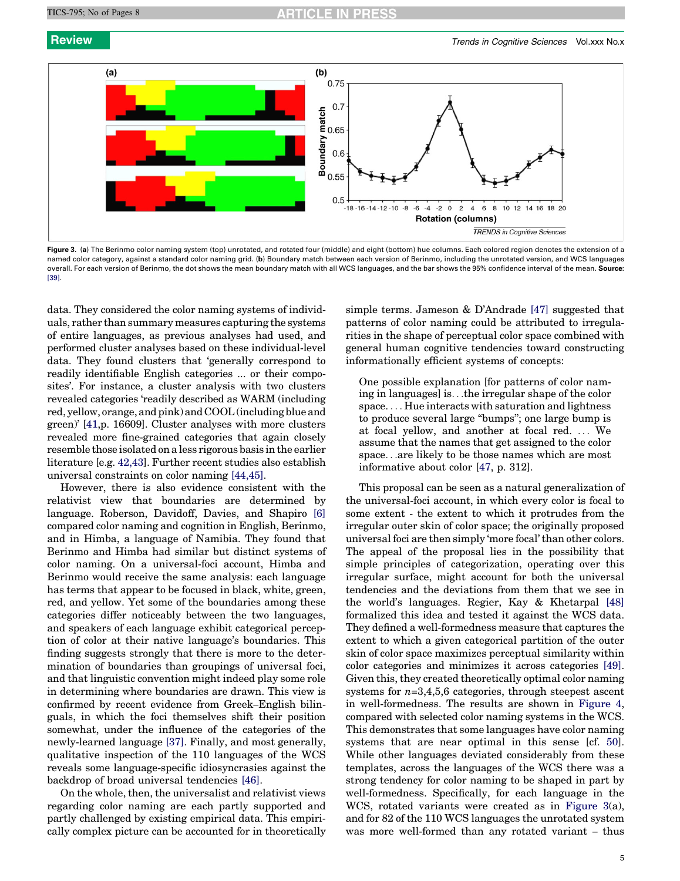Figure 3. (**a**) The Berinmo color naming system (top) unrotated, and rotated four (middle) and eight (bottom) hue columns. Each colored region denotes the extension of a named color category, against a standard color naming grid. (**b**) Boundary match between each version of Berinmo, including the unrotated version, and WCS languages overall. For each version of Berinmo, the dot shows the mean boundary match with all WCS languages, and the bar shows the 95% confidence interval of the mean. **Source**: [39].

data. They considered the color naming systems of individuals, rather than summary measures capturing the systems of entire languages, as previous analyses had used, and performed cluster analyses based on these individual-level data. They found clusters that 'generally correspond to readily identifiable English categories ... or their composites'. For instance, a cluster analysis with two clusters revealed categories 'readily described as WARM (including red, yellow, orange, and pink) and COOL (including blue and green)' [41,p. 16609]. Cluster analyses with more clusters revealed more fine-grained categories that again closely resemble those isolated on a less rigorous basis in the earlier literature [e.g. 42,43]. Further recent studies also establish universal constraints on color naming [44,45].

However, there is also evidence consistent with the relativist view that boundaries are determined by language. Roberson, Davidoff, Davies, and Shapiro [6] compared color naming and cognition in English, Berinmo, and in Himba, a language of Namibia. They found that Berinmo and Himba had similar but distinct systems of color naming. On a universal-foci account, Himba and Berinmo would receive the same analysis: each language has terms that appear to be focused in black, white, green, red, and yellow. Yet some of the boundaries among these categories differ noticeably between the two languages, and speakers of each language exhibit categorical perception of color at their native language's boundaries. This finding suggests strongly that there is more to the determination of boundaries than groupings of universal foci, and that linguistic convention might indeed play some role in determining where boundaries are drawn. This view is confirmed by recent evidence from Greek–English bilinguals, in which the foci themselves shift their position somewhat, under the influence of the categories of the newly-learned language [37]. Finally, and most generally, qualitative inspection of the 110 languages of the WCS reveals some language-specific idiosyncrasies against the backdrop of broad universal tendencies [46].

On the whole, then, the universalist and relativist views regarding color naming are each partly supported and partly challenged by existing empirical data. This empirically complex picture can be accounted for in theoretically simple terms. Jameson & D'Andrade [47] suggested that patterns of color naming could be attributed to irregularities in the shape of perceptual color space combined with general human cognitive tendencies toward constructing informationally efficient systems of concepts:

> One possible explanation [for patterns of color naming in languages] is…the irregular shape of the color space…. Hue interacts with saturation and lightness to produce several large "bumps"; one large bump is at focal yellow, and another at focal red. … We assume that the names that get assigned to the color space…are likely to be those names which are most informative about color [47, p. 312].

This proposal can be seen as a natural generalization of the universal-foci account, in which every color is focal to some extent - the extent to which it protrudes from the irregular outer skin of color space; the originally proposed universal foci are then simply 'more focal' than other colors. The appeal of the proposal lies in the possibility that simple principles of categorization, operating over this irregular surface, might account for both the universal tendencies and the deviations from them that we see in the world's languages. Regier, Kay & Khetarpal [48] formalized this idea and tested it against the WCS data. They defined a well-formedness measure that captures the extent to which a given categorical partition of the outer skin of color space maximizes perceptual similarity within color categories and minimizes it across categories [49]. Given this, they created theoretically optimal color naming systems for $n$=3,4,5,6 categories, through steepest ascent in well-formedness. The results are shown in Figure 4, compared with selected color naming systems in the WCS. This demonstrates that some languages have color naming systems that are near optimal in this sense [cf. 50]. While other languages deviated considerably from these templates, across the languages of the WCS there was a strong tendency for color naming to be shaped in part by well-formedness. Specifically, for each language in the WCS, rotated variants were created as in Figure 3(a), and for 82 of the 110 WCS languages the unrotated system was more well-formed than any rotated variant – thus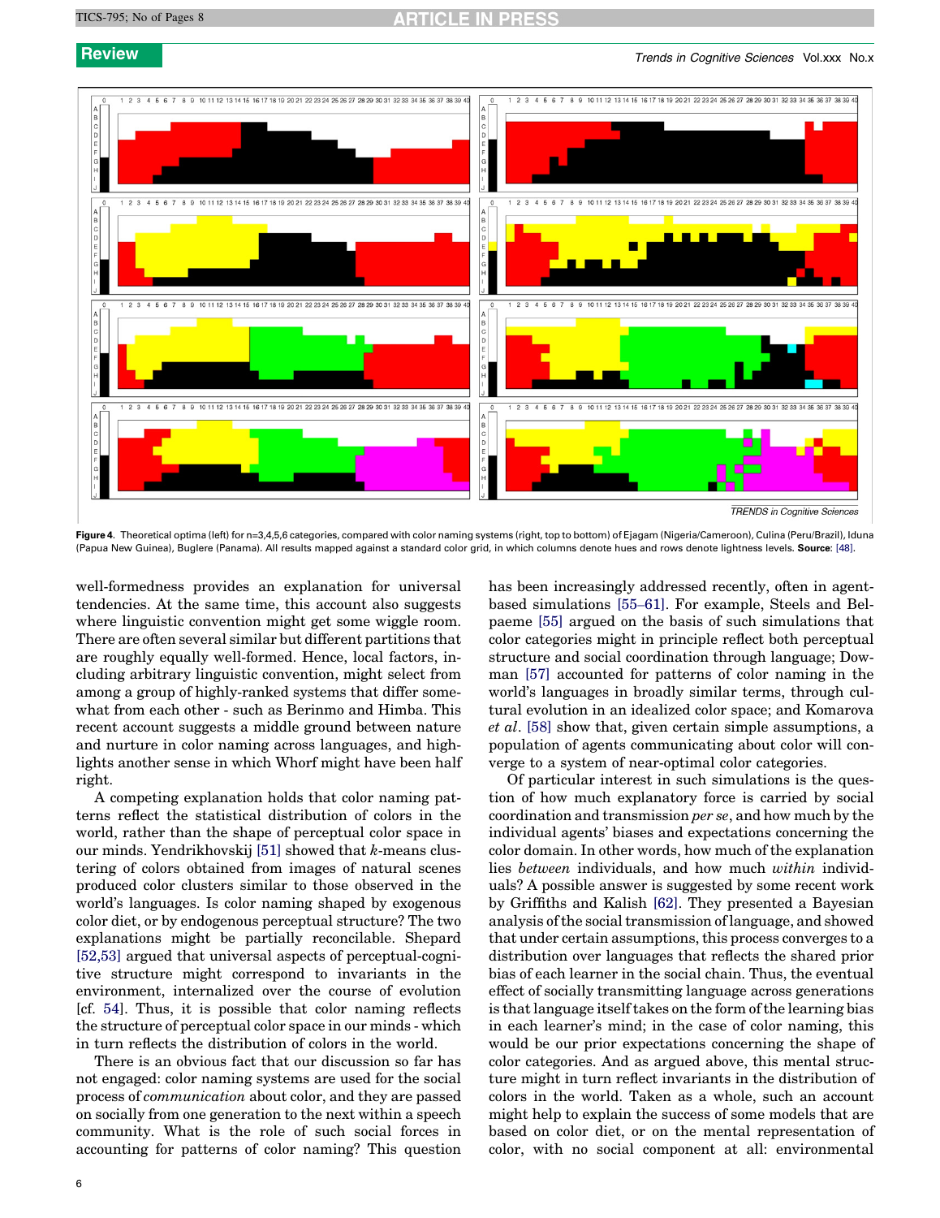**Figure 4.** Theoretical optima (left) for n=3,4,5,6 categories, compared with color naming systems (right, top to bottom) of Ejagam (Nigeria/Cameroon), Culina (Peru/Brazil), Iduna (Papua New Guinea), Buglere (Panama). All results mapped against a standard color grid, in which columns denote hues and rows denote lightness levels. **Source**: [48].

well-formedness provides an explanation for universal tendencies. At the same time, this account also suggests where linguistic convention might get some wiggle room. There are often several similar but different partitions that are roughly equally well-formed. Hence, local factors, including arbitrary linguistic convention, might select from among a group of highly-ranked systems that differ somewhat from each other - such as Berinmo and Himba. This recent account suggests a middle ground between nature and nurture in color naming across languages, and highlights another sense in which Whorf might have been half right.

A competing explanation holds that color naming patterns reflect the statistical distribution of colors in the world, rather than the shape of perceptual color space in our minds. Yendrikhovskij [51] showed that $k$-means clustering of colors obtained from images of natural scenes produced color clusters similar to those observed in the world's languages. Is color naming shaped by exogenous color diet, or by endogenous perceptual structure? The two explanations might be partially reconcilable. Shepard [52,53] argued that universal aspects of perceptual-cognitive structure might correspond to invariants in the environment, internalized over the course of evolution [cf. 54]. Thus, it is possible that color naming reflects the structure of perceptual color space in our minds - which in turn reflects the distribution of colors in the world.

There is an obvious fact that our discussion so far has not engaged: color naming systems are used for the social process of *communication* about color, and they are passed on socially from one generation to the next within a speech community. What is the role of such social forces in accounting for patterns of color naming? This question has been increasingly addressed recently, often in agent-based simulations [55–61]. For example, Steels and Belpaeme [55] argued on the basis of such simulations that color categories might in principle reflect both perceptual structure and social coordination through language; Dowman [57] accounted for patterns of color naming in the world's languages in broadly similar terms, through cultural evolution in an idealized color space; and Komarova *et al*. [58] show that, given certain simple assumptions, a population of agents communicating about color will converge to a system of near-optimal color categories.

Of particular interest in such simulations is the question of how much explanatory force is carried by social coordination and transmission *per se*, and how much by the individual agents' biases and expectations concerning the color domain. In other words, how much of the explanation lies *between* individuals, and how much *within* individuals? A possible answer is suggested by some recent work by Griffiths and Kalish [62]. They presented a Bayesian analysis of the social transmission of language, and showed that under certain assumptions, this process converges to a distribution over languages that reflects the shared prior bias of each learner in the social chain. Thus, the eventual effect of socially transmitting language across generations is that language itself takes on the form of the learning bias in each learner's mind; in the case of color naming, this would be our prior expectations concerning the shape of color categories. And as argued above, this mental structure might in turn reflect invariants in the distribution of colors in the world. Taken as a whole, such an account might help to explain the success of some models that are based on color diet, or on the mental representation of color, with no social component at all: environmental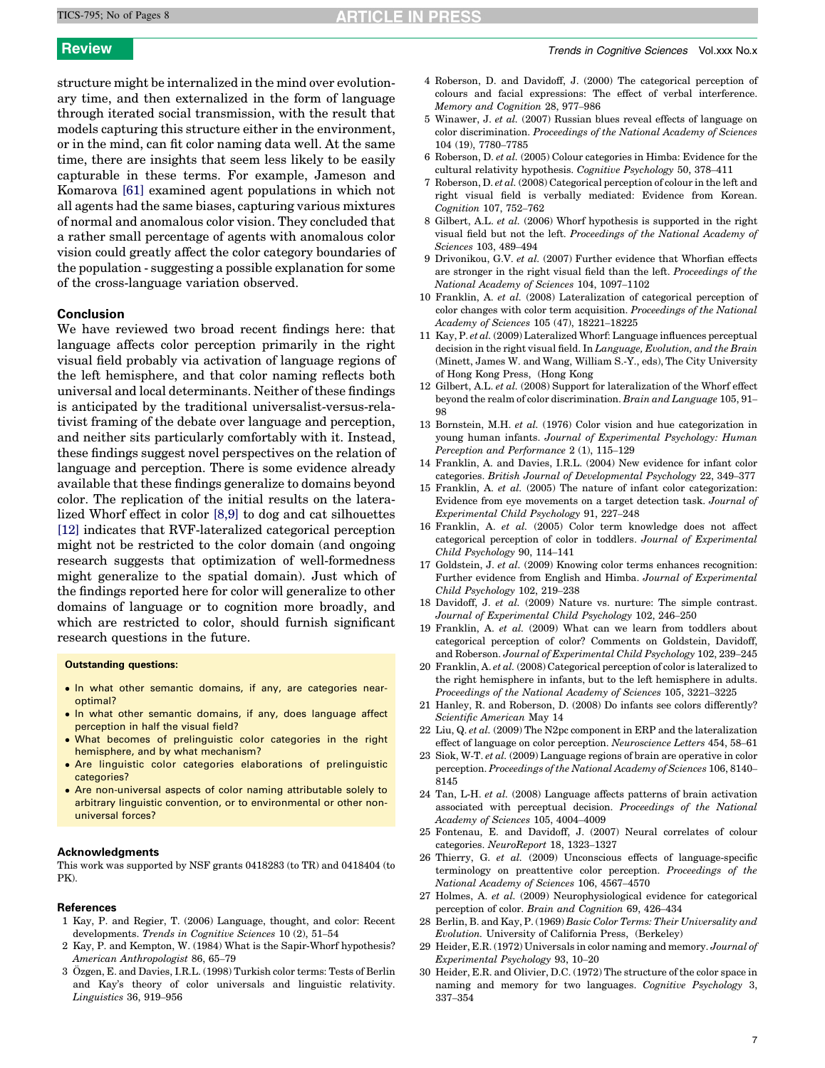structure might be internalized in the mind over evolutionary time, and then externalized in the form of language through iterated social transmission, with the result that models capturing this structure either in the environment, or in the mind, can fit color naming data well. At the same time, there are insights that seem less likely to be easily capturable in these terms. For example, Jameson and Komarova [61] examined agent populations in which not all agents had the same biases, capturing various mixtures of normal and anomalous color vision. They concluded that a rather small percentage of agents with anomalous color vision could greatly affect the color category boundaries of the population - suggesting a possible explanation for some of the cross-language variation observed.

## Conclusion

We have reviewed two broad recent findings here: that language affects color perception primarily in the right visual field probably via activation of language regions of the left hemisphere, and that color naming reflects both universal and local determinants. Neither of these findings is anticipated by the traditional universalist-versus-relativist framing of the debate over language and perception, and neither sits particularly comfortably with it. Instead, these findings suggest novel perspectives on the relation of language and perception. There is some evidence already available that these findings generalize to domains beyond color. The replication of the initial results on the lateralized Whorf effect in color [8,9] to dog and cat silhouettes [12] indicates that RVF-lateralized categorical perception might not be restricted to the color domain (and ongoing research suggests that optimization of well-formedness might generalize to the spatial domain). Just which of the findings reported here for color will generalize to other domains of language or to cognition more broadly, and which are restricted to color, should furnish significant research questions in the future.

**Outstanding questions:**

- In what other semantic domains, if any, are categories near-optimal?
- In what other semantic domains, if any, does language affect perception in half the visual field?
- What becomes of prelinguistic color categories in the right hemisphere, and by what mechanism?
- Are linguistic color categories elaborations of prelinguistic categories?
- Are non-universal aspects of color naming attributable solely to arbitrary linguistic convention, or to environmental or other non-universal forces?

## Acknowledgments

This work was supported by NSF grants 0418283 (to TR) and 0418404 (to PK).

## References

1 Kay, P. and Regier, T. (2006) Language, thought, and color: Recent developments. *Trends in Cognitive Sciences* 10 (2), 51–54

2 Kay, P. and Kempton, W. (1984) What is the Sapir-Whorf hypothesis? *American Anthropologist* 86, 65–79

3 Özgen, E. and Davies, I.R.L. (1998) Turkish color terms: Tests of Berlin and Kay's theory of color universals and linguistic relativity. *Linguistics* 36, 919–956

4 Roberson, D. and Davidoff, J. (2000) The categorical perception of colours and facial expressions: The effect of verbal interference. *Memory and Cognition* 28, 977–986

5 Winawer, J. *et al.* (2007) Russian blues reveal effects of language on color discrimination. *Proceedings of the National Academy of Sciences* 104 (19), 7780–7785

6 Roberson, D. *et al.* (2005) Colour categories in Himba: Evidence for the cultural relativity hypothesis. *Cognitive Psychology* 50, 378–411

7 Roberson, D. *et al.* (2008) Categorical perception of colour in the left and right visual field is verbally mediated: Evidence from Korean. *Cognition* 107, 752–762

8 Gilbert, A.L. *et al.* (2006) Whorf hypothesis is supported in the right visual field but not the left. *Proceedings of the National Academy of Sciences* 103, 489–494

9 Drivonikou, G.V. *et al.* (2007) Further evidence that Whorfian effects are stronger in the right visual field than the left. *Proceedings of the National Academy of Sciences* 104, 1097–1102

10 Franklin, A. *et al.* (2008) Lateralization of categorical perception of color changes with color term acquisition. *Proceedings of the National Academy of Sciences* 105 (47), 18221–18225

11 Kay, P. *et al.* (2009) Lateralized Whorf: Language influences perceptual decision in the right visual field. In *Language, Evolution, and the Brain* (Minett, James W. and Wang, William S.-Y., eds), The City University of Hong Kong Press, (Hong Kong

12 Gilbert, A.L. *et al.* (2008) Support for lateralization of the Whorf effect beyond the realm of color discrimination. *Brain and Language* 105, 91–98

13 Bornstein, M.H. *et al.* (1976) Color vision and hue categorization in young human infants. *Journal of Experimental Psychology: Human Perception and Performance* 2 (1), 115–129

14 Franklin, A. and Davies, I.R.L. (2004) New evidence for infant color categories. *British Journal of Developmental Psychology* 22, 349–377

15 Franklin, A. *et al.* (2005) The nature of infant color categorization: Evidence from eye movements on a target detection task. *Journal of Experimental Child Psychology* 91, 227–248

16 Franklin, A. *et al.* (2005) Color term knowledge does not affect categorical perception of color in toddlers. *Journal of Experimental Child Psychology* 90, 114–141

17 Goldstein, J. *et al.* (2009) Knowing color terms enhances recognition: Further evidence from English and Himba. *Journal of Experimental Child Psychology* 102, 219–238

18 Davidoff, J. *et al.* (2009) Nature vs. nurture: The simple contrast. *Journal of Experimental Child Psychology* 102, 246–250

19 Franklin, A. *et al.* (2009) What can we learn from toddlers about categorical perception of color? Comments on Goldstein, Davidoff, and Roberson. *Journal of Experimental Child Psychology* 102, 239–245

20 Franklin, A. *et al.* (2008) Categorical perception of color is lateralized to the right hemisphere in infants, but to the left hemisphere in adults. *Proceedings of the National Academy of Sciences* 105, 3221–3225

21 Hanley, R. and Roberson, D. (2008) Do infants see colors differently? *Scientific American* May 14

22 Liu, Q. *et al.* (2009) The N2pc component in ERP and the lateralization effect of language on color perception. *Neuroscience Letters* 454, 58–61

23 Siok, W-T. *et al.* (2009) Language regions of brain are operative in color perception. *Proceedings of the National Academy of Sciences* 106, 8140–8145

24 Tan, L-H. *et al.* (2008) Language affects patterns of brain activation associated with perceptual decision. *Proceedings of the National Academy of Sciences* 105, 4004–4009

25 Fontenau, E. and Davidoff, J. (2007) Neural correlates of colour categories. *NeuroReport* 18, 1323–1327

26 Thierry, G. *et al.* (2009) Unconscious effects of language-specific terminology on preattentive color perception. *Proceedings of the National Academy of Sciences* 106, 4567–4570

27 Holmes, A. *et al.* (2009) Neurophysiological evidence for categorical perception of color. *Brain and Cognition* 69, 426–434

28 Berlin, B. and Kay, P. (1969) *Basic Color Terms: Their Universality and Evolution.* University of California Press, (Berkeley)

29 Heider, E.R. (1972) Universals in color naming and memory. *Journal of Experimental Psychology* 93, 10–20

30 Heider, E.R. and Olivier, D.C. (1972) The structure of the color space in naming and memory for two languages. *Cognitive Psychology* 3, 337–354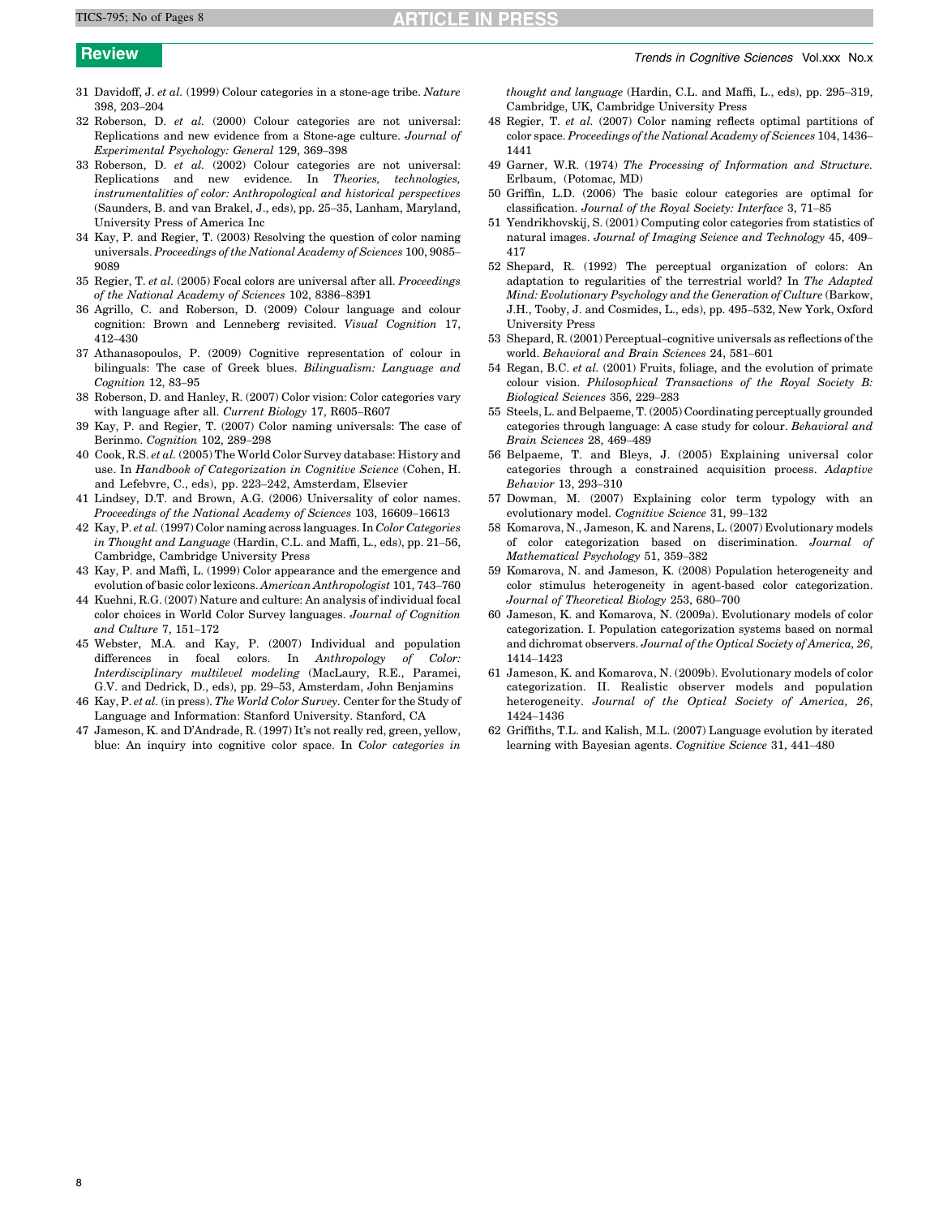31 Davidoff, J. *et al.* (1999) Colour categories in a stone-age tribe. *Nature* 398, 203–204

32 Roberson, D. *et al.* (2000) Colour categories are not universal: Replications and new evidence from a Stone-age culture. *Journal of Experimental Psychology: General* 129, 369–398

33 Roberson, D. *et al.* (2002) Colour categories are not universal: Replications and new evidence. In *Theories, technologies, instrumentalities of color: Anthropological and historical perspectives* (Saunders, B. and van Brakel, J., eds), pp. 25–35, Lanham, Maryland, University Press of America Inc

34 Kay, P. and Regier, T. (2003) Resolving the question of color naming universals. *Proceedings of the National Academy of Sciences* 100, 9085–9089

35 Regier, T. *et al.* (2005) Focal colors are universal after all. *Proceedings of the National Academy of Sciences* 102, 8386–8391

36 Agrillo, C. and Roberson, D. (2009) Colour language and colour cognition: Brown and Lenneberg revisited. *Visual Cognition* 17, 412–430

37 Athanasopoulos, P. (2009) Cognitive representation of colour in bilinguals: The case of Greek blues. *Bilingualism: Language and Cognition* 12, 83–95

38 Roberson, D. and Hanley, R. (2007) Color vision: Color categories vary with language after all. *Current Biology* 17, R605–R607

39 Kay, P. and Regier, T. (2007) Color naming universals: The case of Berinmo. *Cognition* 102, 289–298

40 Cook, R.S. *et al.* (2005) The World Color Survey database: History and use. In *Handbook of Categorization in Cognitive Science* (Cohen, H. and Lefebvre, C., eds), pp. 223–242, Amsterdam, Elsevier

41 Lindsey, D.T. and Brown, A.G. (2006) Universality of color names. *Proceedings of the National Academy of Sciences* 103, 16609–16613

42 Kay, P. *et al.* (1997) Color naming across languages. In *Color Categories in Thought and Language* (Hardin, C.L. and Maffi, L., eds), pp. 21–56, Cambridge, Cambridge University Press

43 Kay, P. and Maffi, L. (1999) Color appearance and the emergence and evolution of basic color lexicons. *American Anthropologist* 101, 743–760

44 Kuehni, R.G. (2007) Nature and culture: An analysis of individual focal color choices in World Color Survey languages. *Journal of Cognition and Culture* 7, 151–172

45 Webster, M.A. and Kay, P. (2007) Individual and population differences in focal colors. In *Anthropology of Color: Interdisciplinary multilevel modeling* (MacLaury, R.E., Paramei, G.V. and Dedrick, D., eds), pp. 29–53, Amsterdam, John Benjamins

46 Kay, P. *et al.* (in press). *The World Color Survey*. Center for the Study of Language and Information: Stanford University. Stanford, CA

47 Jameson, K. and D'Andrade, R. (1997) It's not really red, green, yellow, blue: An inquiry into cognitive color space. In *Color categories in thought and language* (Hardin, C.L. and Maffi, L., eds), pp. 295–319, Cambridge, UK, Cambridge University Press

48 Regier, T. *et al.* (2007) Color naming reflects optimal partitions of color space. *Proceedings of the National Academy of Sciences* 104, 1436–1441

49 Garner, W.R. (1974) *The Processing of Information and Structure*. Erlbaum, (Potomac, MD)

50 Griffin, L.D. (2006) The basic colour categories are optimal for classification. *Journal of the Royal Society: Interface* 3, 71–85

51 Yendrikhovskij, S. (2001) Computing color categories from statistics of natural images. *Journal of Imaging Science and Technology* 45, 409–417

52 Shepard, R. (1992) The perceptual organization of colors: An adaptation to regularities of the terrestrial world? In *The Adapted Mind: Evolutionary Psychology and the Generation of Culture* (Barkow, J.H., Tooby, J. and Cosmides, L., eds), pp. 495–532, New York, Oxford University Press

53 Shepard, R. (2001) Perceptual–cognitive universals as reflections of the world. *Behavioral and Brain Sciences* 24, 581–601

54 Regan, B.C. *et al.* (2001) Fruits, foliage, and the evolution of primate colour vision. *Philosophical Transactions of the Royal Society B: Biological Sciences* 356, 229–283

55 Steels, L. and Belpaeme, T. (2005) Coordinating perceptually grounded categories through language: A case study for colour. *Behavioral and Brain Sciences* 28, 469–489

56 Belpaeme, T. and Bleys, J. (2005) Explaining universal color categories through a constrained acquisition process. *Adaptive Behavior* 13, 293–310

57 Dowman, M. (2007) Explaining color term typology with an evolutionary model. *Cognitive Science* 31, 99–132

58 Komarova, N., Jameson, K. and Narens, L. (2007) Evolutionary models of color categorization based on discrimination. *Journal of Mathematical Psychology* 51, 359–382

59 Komarova, N. and Jameson, K. (2008) Population heterogeneity and color stimulus heterogeneity in agent-based color categorization. *Journal of Theoretical Biology* 253, 680–700

60 Jameson, K. and Komarova, N. (2009a). Evolutionary models of color categorization. I. Population categorization systems based on normal and dichromat observers. *Journal of the Optical Society of America, 26*, 1414–1423

61 Jameson, K. and Komarova, N. (2009b). Evolutionary models of color categorization. II. Realistic observer models and population heterogeneity. *Journal of the Optical Society of America, 26*, 1424–1436

62 Griffiths, T.L. and Kalish, M.L. (2007) Language evolution by iterated learning with Bayesian agents. *Cognitive Science* 31, 441–480